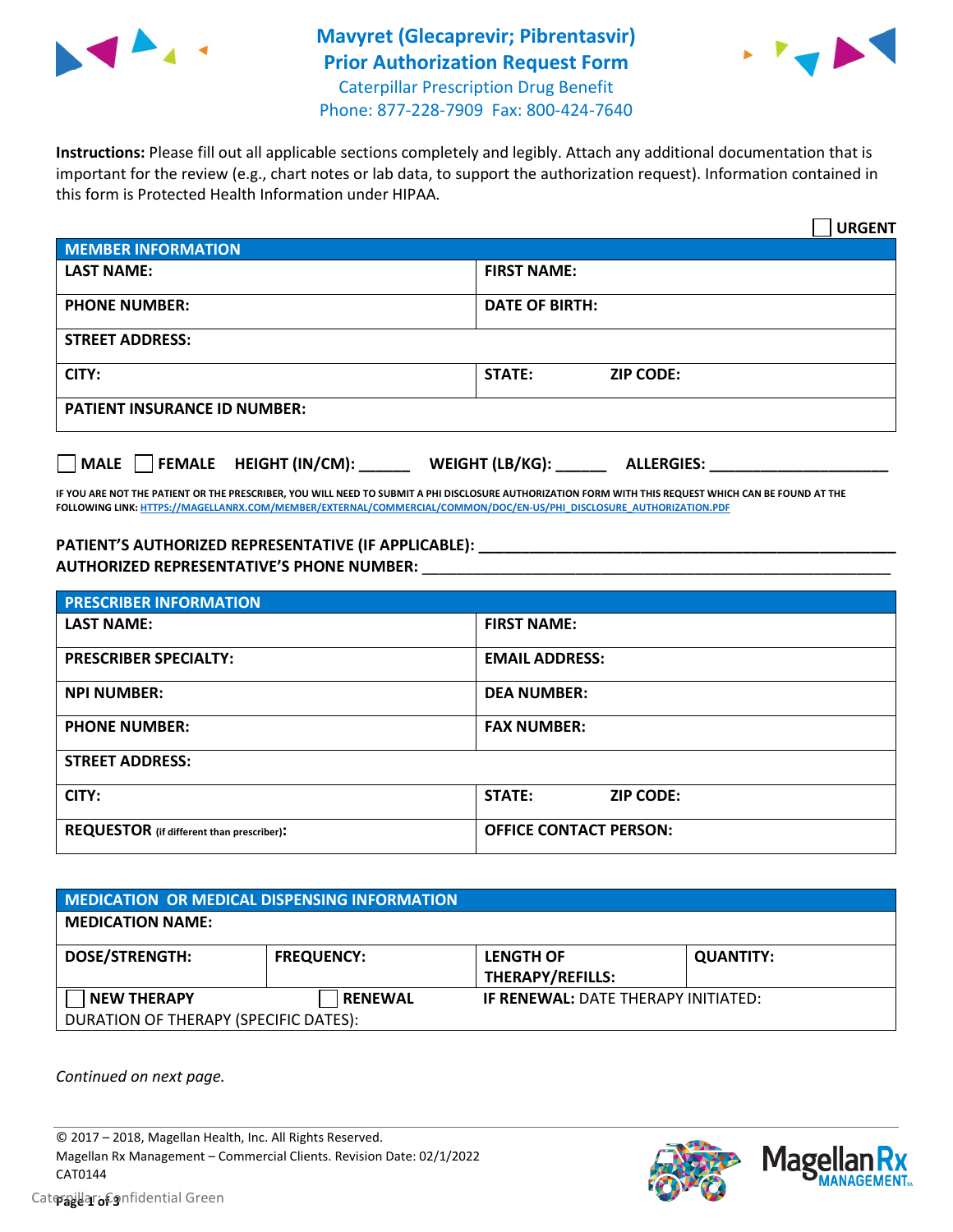# Mavyret (Glecaprevir; Pibrentasvir) Prior Authorization Request Form

Caterpillar Prescription Drug Benefit
Phone: 877-228-7909 Fax: 800-424-7640

**Instructions:** Please fill out all applicable sections completely and legibly. Attach any additional documentation that is important for the review (e.g., chart notes or lab data, to support the authorization request). Information contained in this form is Protected Health Information under HIPAA.

☐ **URGENT**

| MEMBER INFORMATION | |
|---|---|
| **LAST NAME:** | **FIRST NAME:** |
| **PHONE NUMBER:** | **DATE OF BIRTH:** |
| **STREET ADDRESS:** | |
| **CITY:** | **STATE:** **ZIP CODE:** |
| **PATIENT INSURANCE ID NUMBER:** | |

☐ **MALE** ☐ **FEMALE** **HEIGHT (IN/CM):** ______ **WEIGHT (LB/KG):** ______ **ALLERGIES:** ____________________

**IF YOU ARE NOT THE PATIENT OR THE PRESCRIBER, YOU WILL NEED TO SUBMIT A PHI DISCLOSURE AUTHORIZATION FORM WITH THIS REQUEST WHICH CAN BE FOUND AT THE FOLLOWING LINK:** HTTPS://MAGELLANRX.COM/MEMBER/EXTERNAL/COMMERCIAL/COMMON/DOC/EN-US/PHI_DISCLOSURE_AUTHORIZATION.PDF

**PATIENT'S AUTHORIZED REPRESENTATIVE (IF APPLICABLE):** ____________________
**AUTHORIZED REPRESENTATIVE'S PHONE NUMBER:** ____________________

| PRESCRIBER INFORMATION | |
|---|---|
| **LAST NAME:** | **FIRST NAME:** |
| **PRESCRIBER SPECIALTY:** | **EMAIL ADDRESS:** |
| **NPI NUMBER:** | **DEA NUMBER:** |
| **PHONE NUMBER:** | **FAX NUMBER:** |
| **STREET ADDRESS:** | |
| **CITY:** | **STATE:** **ZIP CODE:** |
| **REQUESTOR** (if different than prescriber)**:** | **OFFICE CONTACT PERSON:** |

| MEDICATION OR MEDICAL DISPENSING INFORMATION | | | |
|---|---|---|---|
| **MEDICATION NAME:** | | | |
| **DOSE/STRENGTH:** | **FREQUENCY:** | **LENGTH OF THERAPY/REFILLS:** | **QUANTITY:** |
| ☐ **NEW THERAPY** | ☐ **RENEWAL** | **IF RENEWAL:** DATE THERAPY INITIATED: | |
| DURATION OF THERAPY (SPECIFIC DATES): | | | |

*Continued on next page.*

© 2017 – 2018, Magellan Health, Inc. All Rights Reserved.
Magellan Rx Management – Commercial Clients. Revision Date: 02/1/2022
CAT0144
Caterpillar: Confidential Green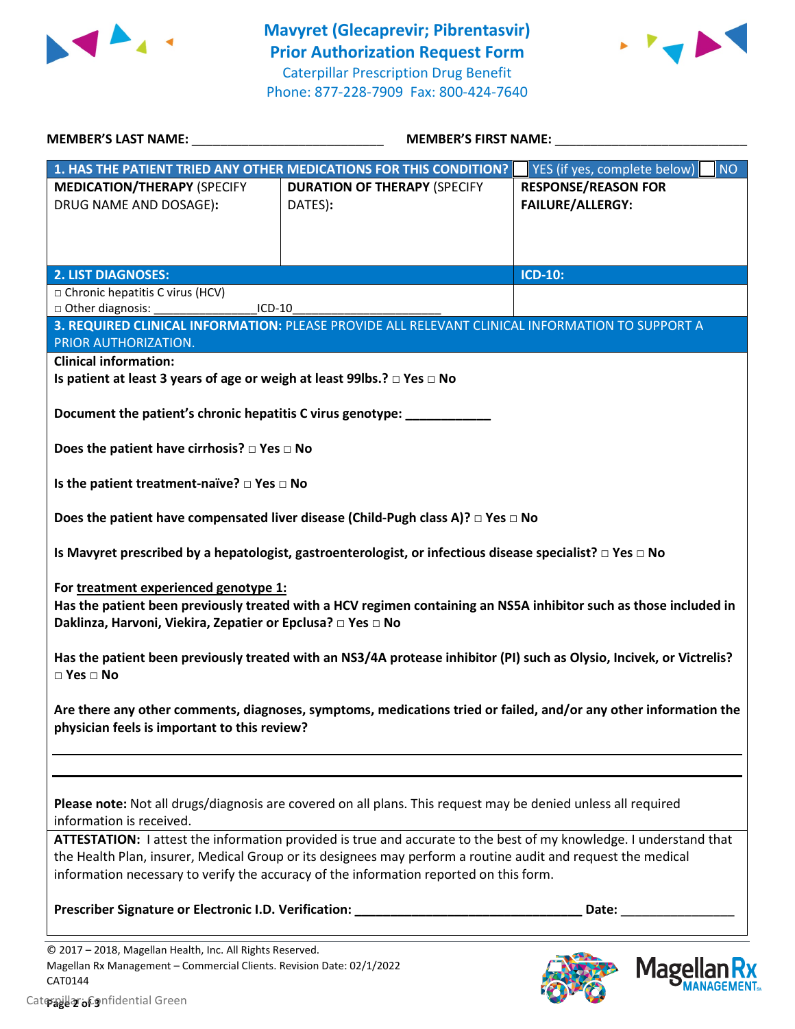# Mavyret (Glecaprevir; Pibrentasvir) Prior Authorization Request Form

Caterpillar Prescription Drug Benefit
Phone: 877-228-7909 Fax: 800-424-7640

**MEMBER'S LAST NAME:** ___________________________ **MEMBER'S FIRST NAME:** ___________________________

| **1. HAS THE PATIENT TRIED ANY OTHER MEDICATIONS FOR THIS CONDITION?** | | ☐ YES (if yes, complete below) ☐ NO |
|---|---|---|
| **MEDICATION/THERAPY** (SPECIFY DRUG NAME AND DOSAGE): | **DURATION OF THERAPY** (SPECIFY DATES): | **RESPONSE/REASON FOR FAILURE/ALLERGY:** |
| | | |

| **2. LIST DIAGNOSES:** | **ICD-10:** |
|---|---|
| □ Chronic hepatitis C virus (HCV)<br>□ Other diagnosis: ________________ICD-10______________________ | |

**3. REQUIRED CLINICAL INFORMATION:** PLEASE PROVIDE ALL RELEVANT CLINICAL INFORMATION TO SUPPORT A PRIOR AUTHORIZATION.

**Clinical information:**

**Is patient at least 3 years of age or weigh at least 99lbs.?** □ **Yes** □ **No**

**Document the patient's chronic hepatitis C virus genotype:** ____________

**Does the patient have cirrhosis?** □ **Yes** □ **No**

**Is the patient treatment-naïve?** □ **Yes** □ **No**

**Does the patient have compensated liver disease (Child-Pugh class A)?** □ **Yes** □ **No**

**Is Mavyret prescribed by a hepatologist, gastroenterologist, or infectious disease specialist?** □ **Yes** □ **No**

**For treatment experienced genotype 1:**

**Has the patient been previously treated with a HCV regimen containing an NS5A inhibitor such as those included in Daklinza, Harvoni, Viekira, Zepatier or Epclusa?** □ **Yes** □ **No**

**Has the patient been previously treated with an NS3/4A protease inhibitor (PI) such as Olysio, Incivek, or Victrelis?** □ **Yes** □ **No**

**Are there any other comments, diagnoses, symptoms, medications tried or failed, and/or any other information the physician feels is important to this review?**

_______________________________________________________________

_______________________________________________________________

**Please note:** Not all drugs/diagnosis are covered on all plans. This request may be denied unless all required information is received.

**ATTESTATION:** I attest the information provided is true and accurate to the best of my knowledge. I understand that the Health Plan, insurer, Medical Group or its designees may perform a routine audit and request the medical information necessary to verify the accuracy of the information reported on this form.

**Prescriber Signature or Electronic I.D. Verification:** ________________________________ **Date:** ________________

© 2017 – 2018, Magellan Health, Inc. All Rights Reserved.
Magellan Rx Management – Commercial Clients. Revision Date: 02/1/2022
CAT0144

Caterpillar: Confidential Green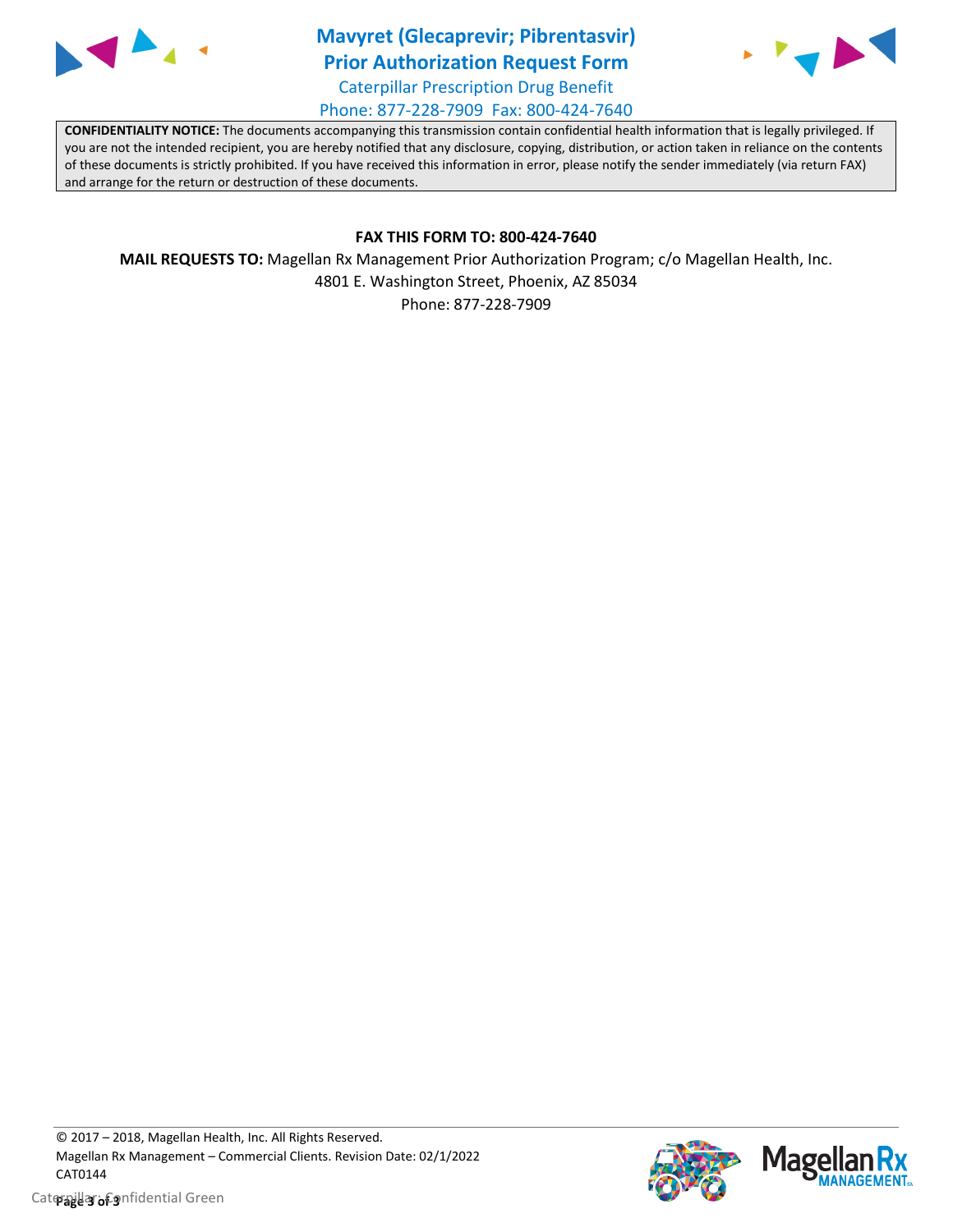# Mavyret (Glecaprevir; Pibrentasvir) Prior Authorization Request Form

Caterpillar Prescription Drug Benefit

Phone: 877-228-7909 Fax: 800-424-7640

**CONFIDENTIALITY NOTICE:** The documents accompanying this transmission contain confidential health information that is legally privileged. If you are not the intended recipient, you are hereby notified that any disclosure, copying, distribution, or action taken in reliance on the contents of these documents is strictly prohibited. If you have received this information in error, please notify the sender immediately (via return FAX) and arrange for the return or destruction of these documents.

**FAX THIS FORM TO: 800-424-7640**

**MAIL REQUESTS TO:** Magellan Rx Management Prior Authorization Program; c/o Magellan Health, Inc.
4801 E. Washington Street, Phoenix, AZ 85034
Phone: 877-228-7909

© 2017 – 2018, Magellan Health, Inc. All Rights Reserved.
Magellan Rx Management – Commercial Clients. Revision Date: 02/1/2022
CAT0144

Caterpillar: Confidential Green